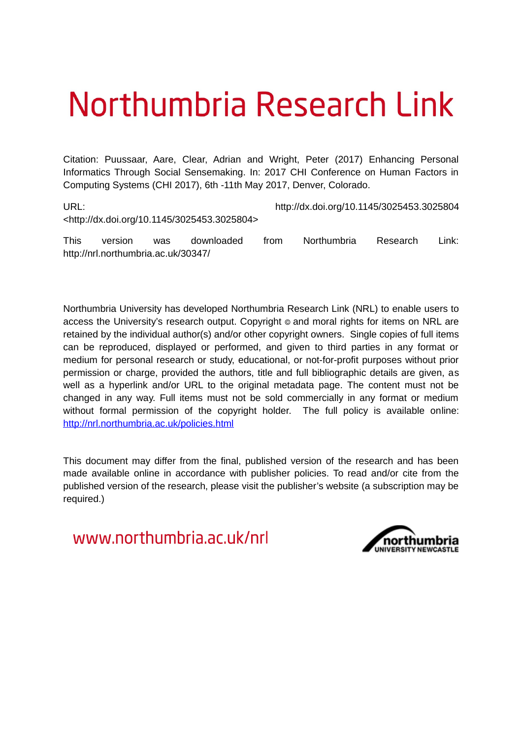# Northumbria Research Link

Citation: Puussaar, Aare, Clear, Adrian and Wright, Peter (2017) Enhancing Personal Informatics Through Social Sensemaking. In: 2017 CHI Conference on Human Factors in Computing Systems (CHI 2017), 6th -11th May 2017, Denver, Colorado.

URL: http://dx.doi.org/10.1145/3025453.3025804 <http://dx.doi.org/10.1145/3025453.3025804>

This version was downloaded from Northumbria Research Link: http://nrl.northumbria.ac.uk/30347/

Northumbria University has developed Northumbria Research Link (NRL) to enable users to access the University's research output. Copyright © and moral rights for items on NRL are retained by the individual author(s) and/or other copyright owners. Single copies of full items can be reproduced, displayed or performed, and given to third parties in any format or medium for personal research or study, educational, or not-for-profit purposes without prior permission or charge, provided the authors, title and full bibliographic details are given, as well as a hyperlink and/or URL to the original metadata page. The content must not be changed in any way. Full items must not be sold commercially in any format or medium without formal permission of the copyright holder. The full policy is available online: [http://nrl.northumbria.ac.uk/policies.html](http://nrl.northumbria.ac.uk/policies.html)

This document may differ from the final, published version of the research and has been made available online in accordance with publisher policies. To read and/or cite from the published version of the research, please visit the publisher's website (a subscription may be required.)

www.northumbria.ac.uk/nrl

northumbria UNIVERSITY NEWCASTLE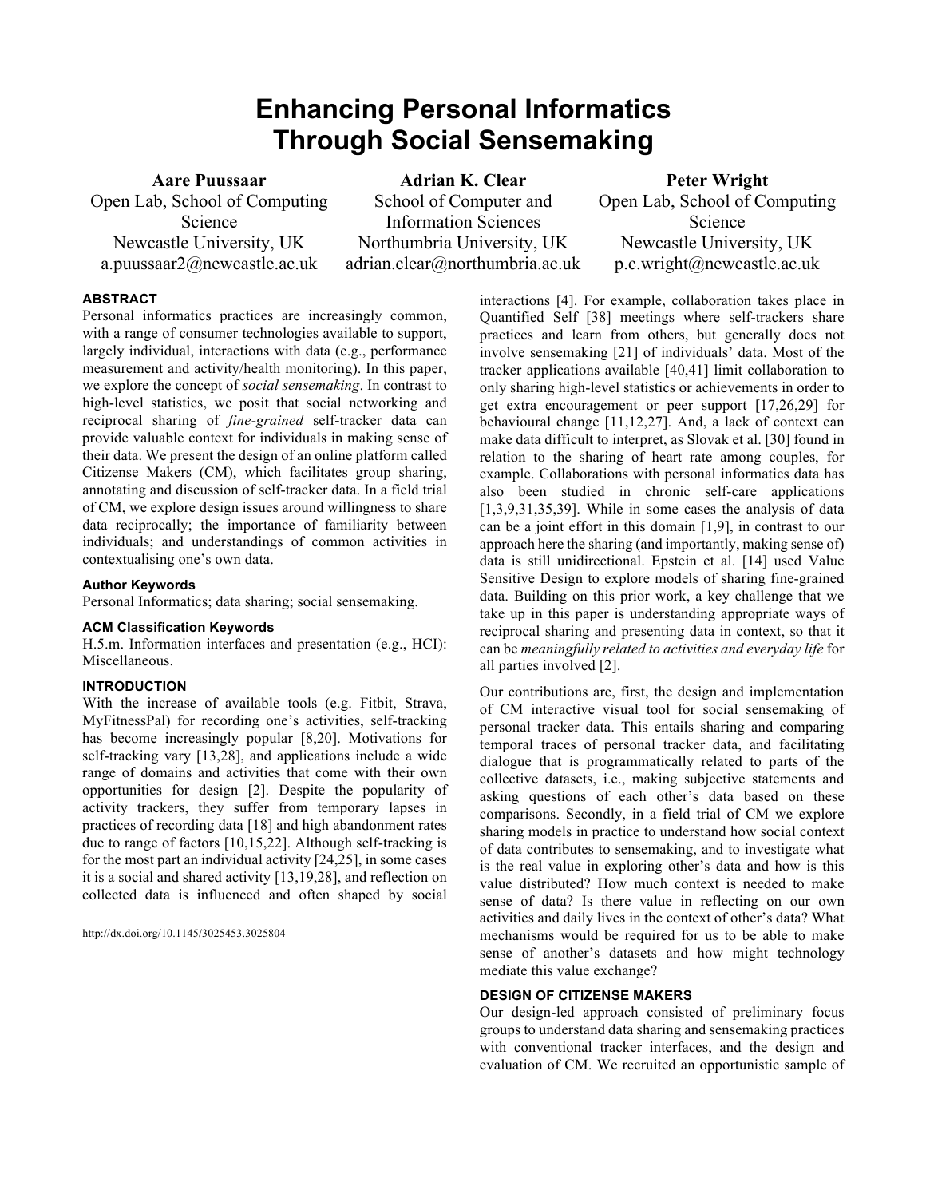# Enhancing Personal Informatics Through Social Sensemaking

**Aare Puussaar**
Open Lab, School of Computing Science
Newcastle University, UK
a.puussaar2@newcastle.ac.uk

**Adrian K. Clear**
School of Computer and Information Sciences
Northumbria University, UK
adrian.clear@northumbria.ac.uk

**Peter Wright**
Open Lab, School of Computing Science
Newcastle University, UK
p.c.wright@newcastle.ac.uk

## ABSTRACT

Personal informatics practices are increasingly common, with a range of consumer technologies available to support, largely individual, interactions with data (e.g., performance measurement and activity/health monitoring). In this paper, we explore the concept of *social sensemaking*. In contrast to high-level statistics, we posit that social networking and reciprocal sharing of *fine-grained* self-tracker data can provide valuable context for individuals in making sense of their data. We present the design of an online platform called Citizense Makers (CM), which facilitates group sharing, annotating and discussion of self-tracker data. In a field trial of CM, we explore design issues around willingness to share data reciprocally; the importance of familiarity between individuals; and understandings of common activities in contextualising one's own data.

### Author Keywords

Personal Informatics; data sharing; social sensemaking.

### ACM Classification Keywords

H.5.m. Information interfaces and presentation (e.g., HCI): Miscellaneous.

## INTRODUCTION

With the increase of available tools (e.g. Fitbit, Strava, MyFitnessPal) for recording one's activities, self-tracking has become increasingly popular [8,20]. Motivations for self-tracking vary [13,28], and applications include a wide range of domains and activities that come with their own opportunities for design [2]. Despite the popularity of activity trackers, they suffer from temporary lapses in practices of recording data [18] and high abandonment rates due to range of factors [10,15,22]. Although self-tracking is for the most part an individual activity [24,25], in some cases it is a social and shared activity [13,19,28], and reflection on collected data is influenced and often shaped by social interactions [4]. For example, collaboration takes place in Quantified Self [38] meetings where self-trackers share practices and learn from others, but generally does not involve sensemaking [21] of individuals' data. Most of the tracker applications available [40,41] limit collaboration to only sharing high-level statistics or achievements in order to get extra encouragement or peer support [17,26,29] for behavioural change [11,12,27]. And, a lack of context can make data difficult to interpret, as Slovak et al. [30] found in relation to the sharing of heart rate among couples, for example. Collaborations with personal informatics data has also been studied in chronic self-care applications [1,3,9,31,35,39]. While in some cases the analysis of data can be a joint effort in this domain [1,9], in contrast to our approach here the sharing (and importantly, making sense of) data is still unidirectional. Epstein et al. [14] used Value Sensitive Design to explore models of sharing fine-grained data. Building on this prior work, a key challenge that we take up in this paper is understanding appropriate ways of reciprocal sharing and presenting data in context, so that it can be *meaningfully related to activities and everyday life* for all parties involved [2].

Our contributions are, first, the design and implementation of CM interactive visual tool for social sensemaking of personal tracker data. This entails sharing and comparing temporal traces of personal tracker data, and facilitating dialogue that is programmatically related to parts of the collective datasets, i.e., making subjective statements and asking questions of each other's data based on these comparisons. Secondly, in a field trial of CM we explore sharing models in practice to understand how social context of data contributes to sensemaking, and to investigate what is the real value in exploring other's data and how is this value distributed? How much context is needed to make sense of data? Is there value in reflecting on our own activities and daily lives in the context of other's data? What mechanisms would be required for us to be able to make sense of another's datasets and how might technology mediate this value exchange?

## DESIGN OF CITIZENSE MAKERS

Our design-led approach consisted of preliminary focus groups to understand data sharing and sensemaking practices with conventional tracker interfaces, and the design and evaluation of CM. We recruited an opportunistic sample of

http://dx.doi.org/10.1145/3025453.3025804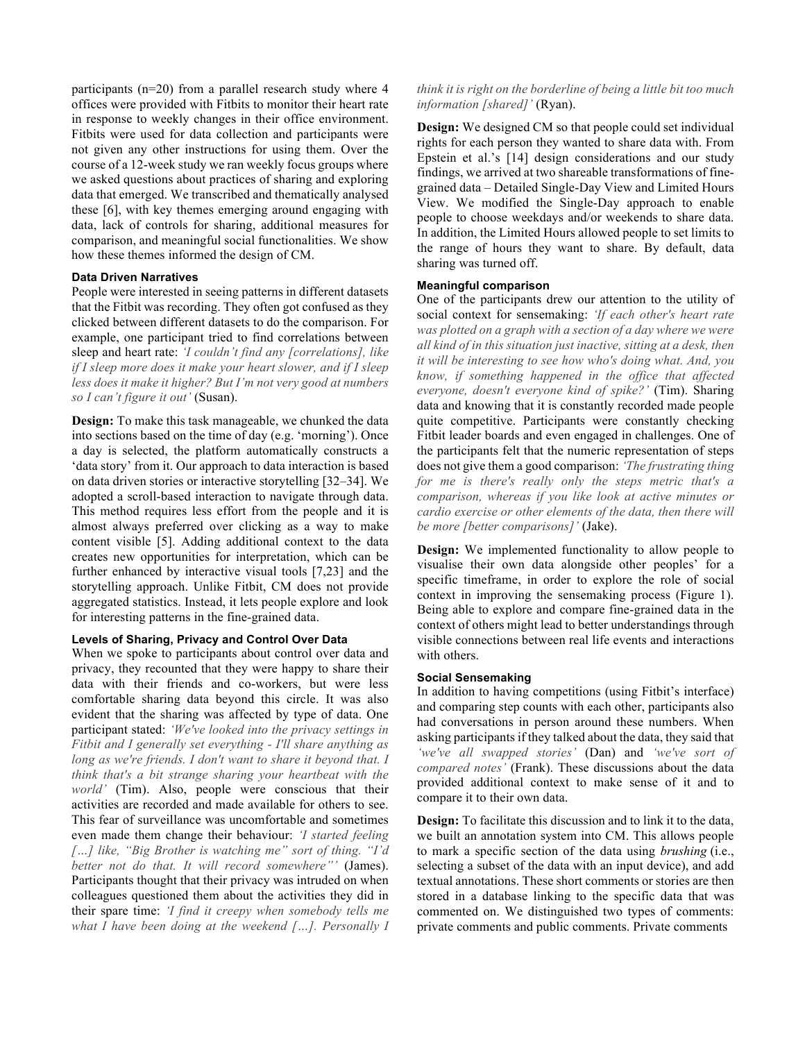participants (n=20) from a parallel research study where 4 offices were provided with Fitbits to monitor their heart rate in response to weekly changes in their office environment. Fitbits were used for data collection and participants were not given any other instructions for using them. Over the course of a 12-week study we ran weekly focus groups where we asked questions about practices of sharing and exploring data that emerged. We transcribed and thematically analysed these [6], with key themes emerging around engaging with data, lack of controls for sharing, additional measures for comparison, and meaningful social functionalities. We show how these themes informed the design of CM.

#### Data Driven Narratives

People were interested in seeing patterns in different datasets that the Fitbit was recording. They often got confused as they clicked between different datasets to do the comparison. For example, one participant tried to find correlations between sleep and heart rate: *'I couldn't find any [correlations], like if I sleep more does it make your heart slower, and if I sleep less does it make it higher? But I'm not very good at numbers so I can't figure it out'* (Susan).

**Design:** To make this task manageable, we chunked the data into sections based on the time of day (e.g. 'morning'). Once a day is selected, the platform automatically constructs a 'data story' from it. Our approach to data interaction is based on data driven stories or interactive storytelling [32–34]. We adopted a scroll-based interaction to navigate through data. This method requires less effort from the people and it is almost always preferred over clicking as a way to make content visible [5]. Adding additional context to the data creates new opportunities for interpretation, which can be further enhanced by interactive visual tools [7,23] and the storytelling approach. Unlike Fitbit, CM does not provide aggregated statistics. Instead, it lets people explore and look for interesting patterns in the fine-grained data.

#### Levels of Sharing, Privacy and Control Over Data

When we spoke to participants about control over data and privacy, they recounted that they were happy to share their data with their friends and co-workers, but were less comfortable sharing data beyond this circle. It was also evident that the sharing was affected by type of data. One participant stated: *'We've looked into the privacy settings in Fitbit and I generally set everything - I'll share anything as long as we're friends. I don't want to share it beyond that. I think that's a bit strange sharing your heartbeat with the world'* (Tim). Also, people were conscious that their activities are recorded and made available for others to see. This fear of surveillance was uncomfortable and sometimes even made them change their behaviour: *'I started feeling […] like, "Big Brother is watching me" sort of thing. "I'd better not do that. It will record somewhere"'* (James). Participants thought that their privacy was intruded on when colleagues questioned them about the activities they did in their spare time: *'I find it creepy when somebody tells me what I have been doing at the weekend […]. Personally I think it is right on the borderline of being a little bit too much information [shared]'* (Ryan).

**Design:** We designed CM so that people could set individual rights for each person they wanted to share data with. From Epstein et al.'s [14] design considerations and our study findings, we arrived at two shareable transformations of fine-grained data – Detailed Single-Day View and Limited Hours View. We modified the Single-Day approach to enable people to choose weekdays and/or weekends to share data. In addition, the Limited Hours allowed people to set limits to the range of hours they want to share. By default, data sharing was turned off.

#### Meaningful comparison

One of the participants drew our attention to the utility of social context for sensemaking: *'If each other's heart rate was plotted on a graph with a section of a day where we were all kind of in this situation just inactive, sitting at a desk, then it will be interesting to see how who's doing what. And, you know, if something happened in the office that affected everyone, doesn't everyone kind of spike?'* (Tim). Sharing data and knowing that it is constantly recorded made people quite competitive. Participants were constantly checking Fitbit leader boards and even engaged in challenges. One of the participants felt that the numeric representation of steps does not give them a good comparison: *'The frustrating thing for me is there's really only the steps metric that's a comparison, whereas if you like look at active minutes or cardio exercise or other elements of the data, then there will be more [better comparisons]'* (Jake).

**Design:** We implemented functionality to allow people to visualise their own data alongside other peoples' for a specific timeframe, in order to explore the role of social context in improving the sensemaking process (Figure 1). Being able to explore and compare fine-grained data in the context of others might lead to better understandings through visible connections between real life events and interactions with others.

#### Social Sensemaking

In addition to having competitions (using Fitbit's interface) and comparing step counts with each other, participants also had conversations in person around these numbers. When asking participants if they talked about the data, they said that *'we've all swapped stories'* (Dan) and *'we've sort of compared notes'* (Frank). These discussions about the data provided additional context to make sense of it and to compare it to their own data.

**Design:** To facilitate this discussion and to link it to the data, we built an annotation system into CM. This allows people to mark a specific section of the data using *brushing* (i.e., selecting a subset of the data with an input device), and add textual annotations. These short comments or stories are then stored in a database linking to the specific data that was commented on. We distinguished two types of comments: private comments and public comments. Private comments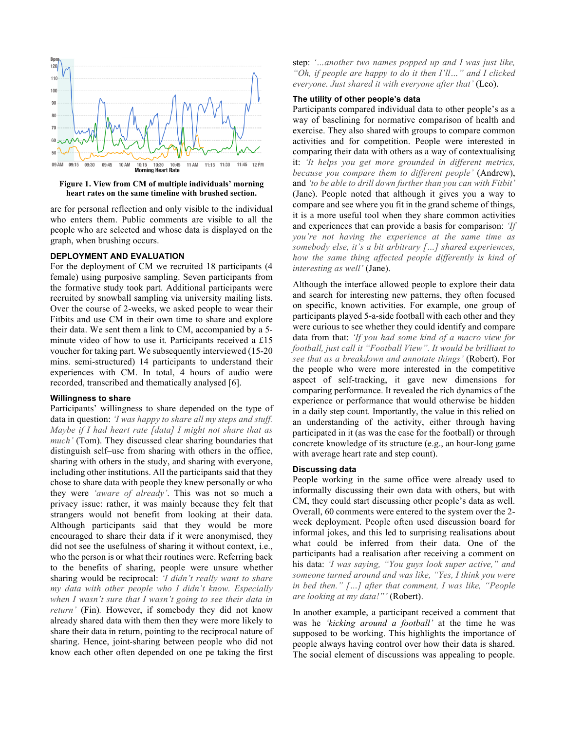Figure 1. View from CM of multiple individuals' morning heart rates on the same timeline with brushed section.

are for personal reflection and only visible to the individual who enters them. Public comments are visible to all the people who are selected and whose data is displayed on the graph, when brushing occurs.

## DEPLOYMENT AND EVALUATION

For the deployment of CM we recruited 18 participants (4 female) using purposive sampling. Seven participants from the formative study took part. Additional participants were recruited by snowball sampling via university mailing lists. Over the course of 2-weeks, we asked people to wear their Fitbits and use CM in their own time to share and explore their data. We sent them a link to CM, accompanied by a 5-minute video of how to use it. Participants received a £15 voucher for taking part. We subsequently interviewed (15-20 mins. semi-structured) 14 participants to understand their experiences with CM. In total, 4 hours of audio were recorded, transcribed and thematically analysed [6].

### Willingness to share

Participants' willingness to share depended on the type of data in question: *'I was happy to share all my steps and stuff. Maybe if I had heart rate [data] I might not share that as much'* (Tom). They discussed clear sharing boundaries that distinguish self–use from sharing with others in the office, sharing with others in the study, and sharing with everyone, including other institutions. All the participants said that they chose to share data with people they knew personally or who they were *'aware of already'*. This was not so much a privacy issue: rather, it was mainly because they felt that strangers would not benefit from looking at their data. Although participants said that they would be more encouraged to share their data if it were anonymised, they did not see the usefulness of sharing it without context, i.e., who the person is or what their routines were. Referring back to the benefits of sharing, people were unsure whether sharing would be reciprocal: *'I didn't really want to share my data with other people who I didn't know. Especially when I wasn't sure that I wasn't going to see their data in return'* (Fin). However, if somebody they did not know already shared data with them then they were more likely to share their data in return, pointing to the reciprocal nature of sharing. Hence, joint-sharing between people who did not know each other often depended on one pe taking the first step: *'…another two names popped up and I was just like, "Oh, if people are happy to do it then I'll…" and I clicked everyone. Just shared it with everyone after that'* (Leo).

### The utility of other people's data

Participants compared individual data to other people's as a way of baselining for normative comparison of health and exercise. They also shared with groups to compare common activities and for competition. People were interested in comparing their data with others as a way of contextualising it: *'It helps you get more grounded in different metrics, because you compare them to different people'* (Andrew), and *'to be able to drill down further than you can with Fitbit'* (Jane). People noted that although it gives you a way to compare and see where you fit in the grand scheme of things, it is a more useful tool when they share common activities and experiences that can provide a basis for comparison: *'If you're not having the experience at the same time as somebody else, it's a bit arbitrary […] shared experiences, how the same thing affected people differently is kind of interesting as well'* (Jane).

Although the interface allowed people to explore their data and search for interesting new patterns, they often focused on specific, known activities. For example, one group of participants played 5-a-side football with each other and they were curious to see whether they could identify and compare data from that: *'If you had some kind of a macro view for football, just call it "Football View". It would be brilliant to see that as a breakdown and annotate things'* (Robert). For the people who were more interested in the competitive aspect of self-tracking, it gave new dimensions for comparing performance. It revealed the rich dynamics of the experience or performance that would otherwise be hidden in a daily step count. Importantly, the value in this relied on an understanding of the activity, either through having participated in it (as was the case for the football) or through concrete knowledge of its structure (e.g., an hour-long game with average heart rate and step count).

### Discussing data

People working in the same office were already used to informally discussing their own data with others, but with CM, they could start discussing other people's data as well. Overall, 60 comments were entered to the system over the 2-week deployment. People often used discussion board for informal jokes, and this led to surprising realisations about what could be inferred from their data. One of the participants had a realisation after receiving a comment on his data: *'I was saying, "You guys look super active," and someone turned around and was like, "Yes, I think you were in bed then." […] after that comment, I was like, "People are looking at my data!"'* (Robert).

In another example, a participant received a comment that was he *'kicking around a football'* at the time he was supposed to be working. This highlights the importance of people always having control over how their data is shared. The social element of discussions was appealing to people.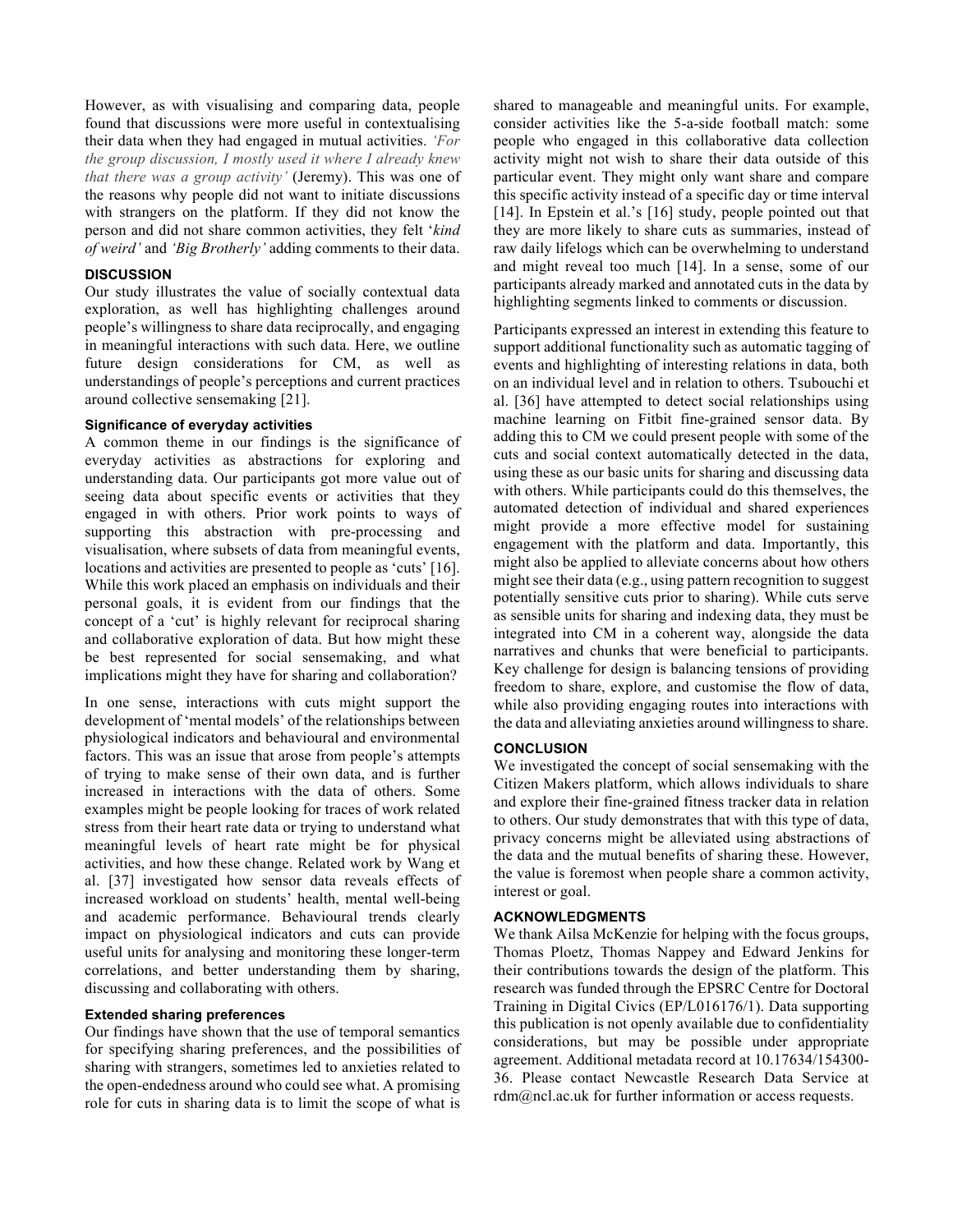However, as with visualising and comparing data, people found that discussions were more useful in contextualising their data when they had engaged in mutual activities. *'For the group discussion, I mostly used it where I already knew that there was a group activity'* (Jeremy). This was one of the reasons why people did not want to initiate discussions with strangers on the platform. If they did not know the person and did not share common activities, they felt '*kind of weird'* and *'Big Brotherly'* adding comments to their data.

## DISCUSSION

Our study illustrates the value of socially contextual data exploration, as well has highlighting challenges around people's willingness to share data reciprocally, and engaging in meaningful interactions with such data. Here, we outline future design considerations for CM, as well as understandings of people's perceptions and current practices around collective sensemaking [21].

### Significance of everyday activities

A common theme in our findings is the significance of everyday activities as abstractions for exploring and understanding data. Our participants got more value out of seeing data about specific events or activities that they engaged in with others. Prior work points to ways of supporting this abstraction with pre-processing and visualisation, where subsets of data from meaningful events, locations and activities are presented to people as 'cuts' [16]. While this work placed an emphasis on individuals and their personal goals, it is evident from our findings that the concept of a 'cut' is highly relevant for reciprocal sharing and collaborative exploration of data. But how might these be best represented for social sensemaking, and what implications might they have for sharing and collaboration?

In one sense, interactions with cuts might support the development of 'mental models' of the relationships between physiological indicators and behavioural and environmental factors. This was an issue that arose from people's attempts of trying to make sense of their own data, and is further increased in interactions with the data of others. Some examples might be people looking for traces of work related stress from their heart rate data or trying to understand what meaningful levels of heart rate might be for physical activities, and how these change. Related work by Wang et al. [37] investigated how sensor data reveals effects of increased workload on students' health, mental well-being and academic performance. Behavioural trends clearly impact on physiological indicators and cuts can provide useful units for analysing and monitoring these longer-term correlations, and better understanding them by sharing, discussing and collaborating with others.

### Extended sharing preferences

Our findings have shown that the use of temporal semantics for specifying sharing preferences, and the possibilities of sharing with strangers, sometimes led to anxieties related to the open-endedness around who could see what. A promising role for cuts in sharing data is to limit the scope of what is shared to manageable and meaningful units. For example, consider activities like the 5-a-side football match: some people who engaged in this collaborative data collection activity might not wish to share their data outside of this particular event. They might only want share and compare this specific activity instead of a specific day or time interval [14]. In Epstein et al.'s [16] study, people pointed out that they are more likely to share cuts as summaries, instead of raw daily lifelogs which can be overwhelming to understand and might reveal too much [14]. In a sense, some of our participants already marked and annotated cuts in the data by highlighting segments linked to comments or discussion.

Participants expressed an interest in extending this feature to support additional functionality such as automatic tagging of events and highlighting of interesting relations in data, both on an individual level and in relation to others. Tsubouchi et al. [36] have attempted to detect social relationships using machine learning on Fitbit fine-grained sensor data. By adding this to CM we could present people with some of the cuts and social context automatically detected in the data, using these as our basic units for sharing and discussing data with others. While participants could do this themselves, the automated detection of individual and shared experiences might provide a more effective model for sustaining engagement with the platform and data. Importantly, this might also be applied to alleviate concerns about how others might see their data (e.g., using pattern recognition to suggest potentially sensitive cuts prior to sharing). While cuts serve as sensible units for sharing and indexing data, they must be integrated into CM in a coherent way, alongside the data narratives and chunks that were beneficial to participants. Key challenge for design is balancing tensions of providing freedom to share, explore, and customise the flow of data, while also providing engaging routes into interactions with the data and alleviating anxieties around willingness to share.

## CONCLUSION

We investigated the concept of social sensemaking with the Citizen Makers platform, which allows individuals to share and explore their fine-grained fitness tracker data in relation to others. Our study demonstrates that with this type of data, privacy concerns might be alleviated using abstractions of the data and the mutual benefits of sharing these. However, the value is foremost when people share a common activity, interest or goal.

## ACKNOWLEDGMENTS

We thank Ailsa McKenzie for helping with the focus groups, Thomas Ploetz, Thomas Nappey and Edward Jenkins for their contributions towards the design of the platform. This research was funded through the EPSRC Centre for Doctoral Training in Digital Civics (EP/L016176/1). Data supporting this publication is not openly available due to confidentiality considerations, but may be possible under appropriate agreement. Additional metadata record at 10.17634/154300-36. Please contact Newcastle Research Data Service at rdm@ncl.ac.uk for further information or access requests.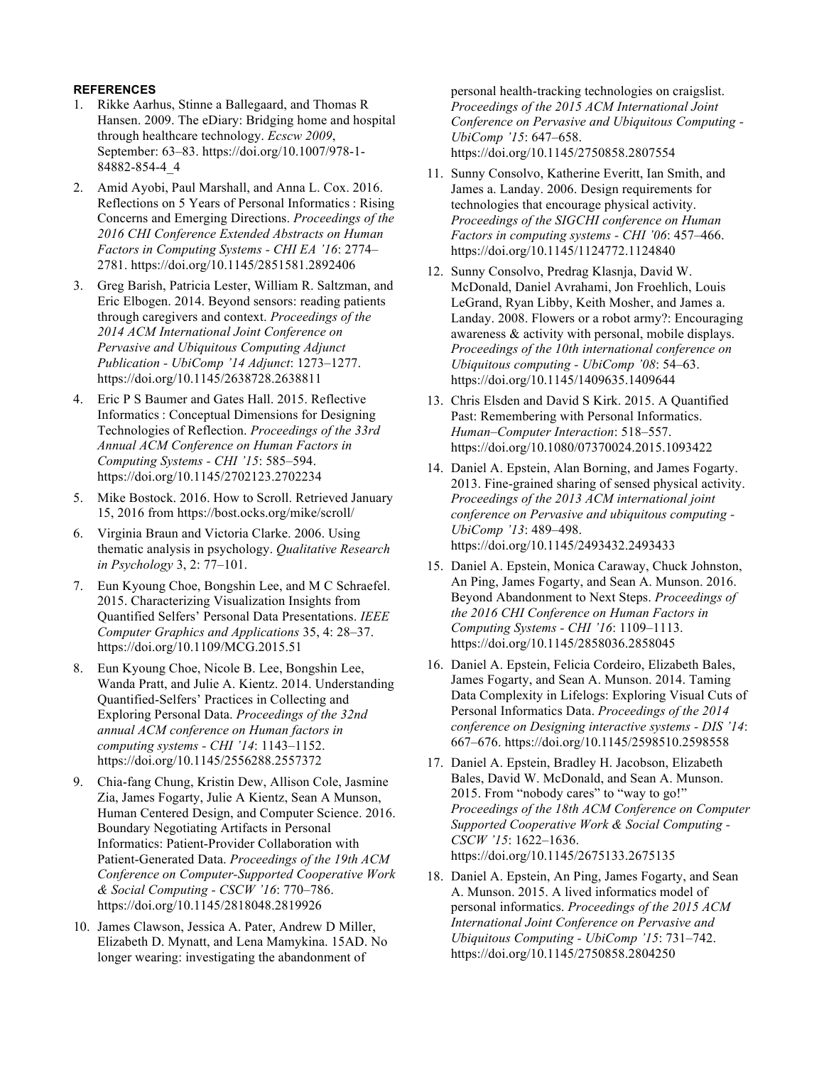## REFERENCES

1. Rikke Aarhus, Stinne a Ballegaard, and Thomas R Hansen. 2009. The eDiary: Bridging home and hospital through healthcare technology. *Ecscw 2009*, September: 63–83. https://doi.org/10.1007/978-1-84882-854-4_4
2. Amid Ayobi, Paul Marshall, and Anna L. Cox. 2016. Reflections on 5 Years of Personal Informatics : Rising Concerns and Emerging Directions. *Proceedings of the 2016 CHI Conference Extended Abstracts on Human Factors in Computing Systems - CHI EA '16*: 2774–2781. https://doi.org/10.1145/2851581.2892406
3. Greg Barish, Patricia Lester, William R. Saltzman, and Eric Elbogen. 2014. Beyond sensors: reading patients through caregivers and context. *Proceedings of the 2014 ACM International Joint Conference on Pervasive and Ubiquitous Computing Adjunct Publication - UbiComp '14 Adjunct*: 1273–1277. https://doi.org/10.1145/2638728.2638811
4. Eric P S Baumer and Gates Hall. 2015. Reflective Informatics : Conceptual Dimensions for Designing Technologies of Reflection. *Proceedings of the 33rd Annual ACM Conference on Human Factors in Computing Systems - CHI '15*: 585–594. https://doi.org/10.1145/2702123.2702234
5. Mike Bostock. 2016. How to Scroll. Retrieved January 15, 2016 from https://bost.ocks.org/mike/scroll/
6. Virginia Braun and Victoria Clarke. 2006. Using thematic analysis in psychology. *Qualitative Research in Psychology* 3, 2: 77–101.
7. Eun Kyoung Choe, Bongshin Lee, and M C Schraefel. 2015. Characterizing Visualization Insights from Quantified Selfers' Personal Data Presentations. *IEEE Computer Graphics and Applications* 35, 4: 28–37. https://doi.org/10.1109/MCG.2015.51
8. Eun Kyoung Choe, Nicole B. Lee, Bongshin Lee, Wanda Pratt, and Julie A. Kientz. 2014. Understanding Quantified-Selfers' Practices in Collecting and Exploring Personal Data. *Proceedings of the 32nd annual ACM conference on Human factors in computing systems - CHI '14*: 1143–1152. https://doi.org/10.1145/2556288.2557372
9. Chia-fang Chung, Kristin Dew, Allison Cole, Jasmine Zia, James Fogarty, Julie A Kientz, Sean A Munson, Human Centered Design, and Computer Science. 2016. Boundary Negotiating Artifacts in Personal Informatics: Patient-Provider Collaboration with Patient-Generated Data. *Proceedings of the 19th ACM Conference on Computer-Supported Cooperative Work & Social Computing - CSCW '16*: 770–786. https://doi.org/10.1145/2818048.2819926
10. James Clawson, Jessica A. Pater, Andrew D Miller, Elizabeth D. Mynatt, and Lena Mamykina. 15AD. No longer wearing: investigating the abandonment of personal health-tracking technologies on craigslist. *Proceedings of the 2015 ACM International Joint Conference on Pervasive and Ubiquitous Computing - UbiComp '15*: 647–658. https://doi.org/10.1145/2750858.2807554
11. Sunny Consolvo, Katherine Everitt, Ian Smith, and James a. Landay. 2006. Design requirements for technologies that encourage physical activity. *Proceedings of the SIGCHI conference on Human Factors in computing systems - CHI '06*: 457–466. https://doi.org/10.1145/1124772.1124840
12. Sunny Consolvo, Predrag Klasnja, David W. McDonald, Daniel Avrahami, Jon Froehlich, Louis LeGrand, Ryan Libby, Keith Mosher, and James a. Landay. 2008. Flowers or a robot army?: Encouraging awareness & activity with personal, mobile displays. *Proceedings of the 10th international conference on Ubiquitous computing - UbiComp '08*: 54–63. https://doi.org/10.1145/1409635.1409644
13. Chris Elsden and David S Kirk. 2015. A Quantified Past: Remembering with Personal Informatics. *Human–Computer Interaction*: 518–557. https://doi.org/10.1080/07370024.2015.1093422
14. Daniel A. Epstein, Alan Borning, and James Fogarty. 2013. Fine-grained sharing of sensed physical activity. *Proceedings of the 2013 ACM international joint conference on Pervasive and ubiquitous computing - UbiComp '13*: 489–498. https://doi.org/10.1145/2493432.2493433
15. Daniel A. Epstein, Monica Caraway, Chuck Johnston, An Ping, James Fogarty, and Sean A. Munson. 2016. Beyond Abandonment to Next Steps. *Proceedings of the 2016 CHI Conference on Human Factors in Computing Systems - CHI '16*: 1109–1113. https://doi.org/10.1145/2858036.2858045
16. Daniel A. Epstein, Felicia Cordeiro, Elizabeth Bales, James Fogarty, and Sean A. Munson. 2014. Taming Data Complexity in Lifelogs: Exploring Visual Cuts of Personal Informatics Data. *Proceedings of the 2014 conference on Designing interactive systems - DIS '14*: 667–676. https://doi.org/10.1145/2598510.2598558
17. Daniel A. Epstein, Bradley H. Jacobson, Elizabeth Bales, David W. McDonald, and Sean A. Munson. 2015. From "nobody cares" to "way to go!" *Proceedings of the 18th ACM Conference on Computer Supported Cooperative Work & Social Computing - CSCW '15*: 1622–1636. https://doi.org/10.1145/2675133.2675135
18. Daniel A. Epstein, An Ping, James Fogarty, and Sean A. Munson. 2015. A lived informatics model of personal informatics. *Proceedings of the 2015 ACM International Joint Conference on Pervasive and Ubiquitous Computing - UbiComp '15*: 731–742. https://doi.org/10.1145/2750858.2804250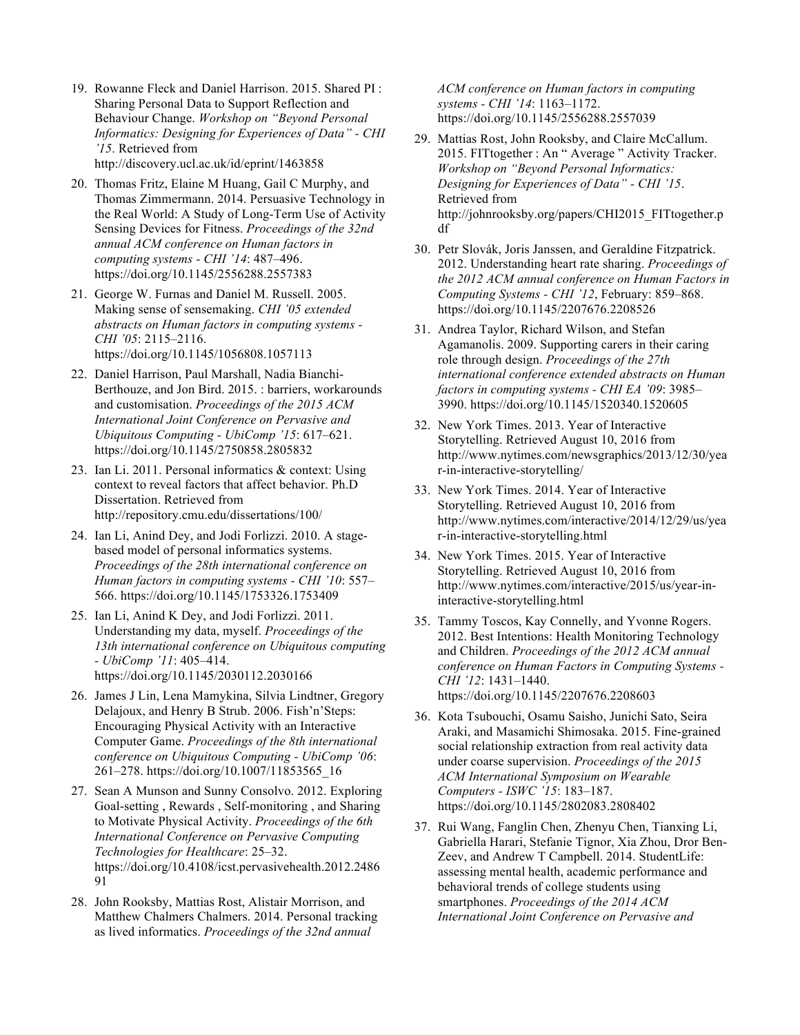19. Rowanne Fleck and Daniel Harrison. 2015. Shared PI : Sharing Personal Data to Support Reflection and Behaviour Change. *Workshop on "Beyond Personal Informatics: Designing for Experiences of Data" - CHI '15*. Retrieved from http://discovery.ucl.ac.uk/id/eprint/1463858

20. Thomas Fritz, Elaine M Huang, Gail C Murphy, and Thomas Zimmermann. 2014. Persuasive Technology in the Real World: A Study of Long-Term Use of Activity Sensing Devices for Fitness. *Proceedings of the 32nd annual ACM conference on Human factors in computing systems - CHI '14*: 487–496. https://doi.org/10.1145/2556288.2557383

21. George W. Furnas and Daniel M. Russell. 2005. Making sense of sensemaking. *CHI '05 extended abstracts on Human factors in computing systems - CHI '05*: 2115–2116. https://doi.org/10.1145/1056808.1057113

22. Daniel Harrison, Paul Marshall, Nadia Bianchi-Berthouze, and Jon Bird. 2015. : barriers, workarounds and customisation. *Proceedings of the 2015 ACM International Joint Conference on Pervasive and Ubiquitous Computing - UbiComp '15*: 617–621. https://doi.org/10.1145/2750858.2805832

23. Ian Li. 2011. Personal informatics & context: Using context to reveal factors that affect behavior. Ph.D Dissertation. Retrieved from http://repository.cmu.edu/dissertations/100/

24. Ian Li, Anind Dey, and Jodi Forlizzi. 2010. A stage-based model of personal informatics systems. *Proceedings of the 28th international conference on Human factors in computing systems - CHI '10*: 557–566. https://doi.org/10.1145/1753326.1753409

25. Ian Li, Anind K Dey, and Jodi Forlizzi. 2011. Understanding my data, myself. *Proceedings of the 13th international conference on Ubiquitous computing - UbiComp '11*: 405–414. https://doi.org/10.1145/2030112.2030166

26. James J Lin, Lena Mamykina, Silvia Lindtner, Gregory Delajoux, and Henry B Strub. 2006. Fish'n'Steps: Encouraging Physical Activity with an Interactive Computer Game. *Proceedings of the 8th international conference on Ubiquitous Computing - UbiComp '06*: 261–278. https://doi.org/10.1007/11853565_16

27. Sean A Munson and Sunny Consolvo. 2012. Exploring Goal-setting , Rewards , Self-monitoring , and Sharing to Motivate Physical Activity. *Proceedings of the 6th International Conference on Pervasive Computing Technologies for Healthcare*: 25–32. https://doi.org/10.4108/icst.pervasivehealth.2012.248691

28. John Rooksby, Mattias Rost, Alistair Morrison, and Matthew Chalmers Chalmers. 2014. Personal tracking as lived informatics. *Proceedings of the 32nd annual ACM conference on Human factors in computing systems - CHI '14*: 1163–1172. https://doi.org/10.1145/2556288.2557039

29. Mattias Rost, John Rooksby, and Claire McCallum. 2015. FITtogether : An " Average " Activity Tracker. *Workshop on "Beyond Personal Informatics: Designing for Experiences of Data" - CHI '15*. Retrieved from http://johnrooksby.org/papers/CHI2015_FITtogether.pdf

30. Petr Slovák, Joris Janssen, and Geraldine Fitzpatrick. 2012. Understanding heart rate sharing. *Proceedings of the 2012 ACM annual conference on Human Factors in Computing Systems - CHI '12*, February: 859–868. https://doi.org/10.1145/2207676.2208526

31. Andrea Taylor, Richard Wilson, and Stefan Agamanolis. 2009. Supporting carers in their caring role through design. *Proceedings of the 27th international conference extended abstracts on Human factors in computing systems - CHI EA '09*: 3985–3990. https://doi.org/10.1145/1520340.1520605

32. New York Times. 2013. Year of Interactive Storytelling. Retrieved August 10, 2016 from http://www.nytimes.com/newsgraphics/2013/12/30/year-in-interactive-storytelling/

33. New York Times. 2014. Year of Interactive Storytelling. Retrieved August 10, 2016 from http://www.nytimes.com/interactive/2014/12/29/us/year-in-interactive-storytelling.html

34. New York Times. 2015. Year of Interactive Storytelling. Retrieved August 10, 2016 from http://www.nytimes.com/interactive/2015/us/year-in-interactive-storytelling.html

35. Tammy Toscos, Kay Connelly, and Yvonne Rogers. 2012. Best Intentions: Health Monitoring Technology and Children. *Proceedings of the 2012 ACM annual conference on Human Factors in Computing Systems - CHI '12*: 1431–1440. https://doi.org/10.1145/2207676.2208603

36. Kota Tsubouchi, Osamu Saisho, Junichi Sato, Seira Araki, and Masamichi Shimosaka. 2015. Fine-grained social relationship extraction from real activity data under coarse supervision. *Proceedings of the 2015 ACM International Symposium on Wearable Computers - ISWC '15*: 183–187. https://doi.org/10.1145/2802083.2808402

37. Rui Wang, Fanglin Chen, Zhenyu Chen, Tianxing Li, Gabriella Harari, Stefanie Tignor, Xia Zhou, Dror Ben-Zeev, and Andrew T Campbell. 2014. StudentLife: assessing mental health, academic performance and behavioral trends of college students using smartphones. *Proceedings of the 2014 ACM International Joint Conference on Pervasive and*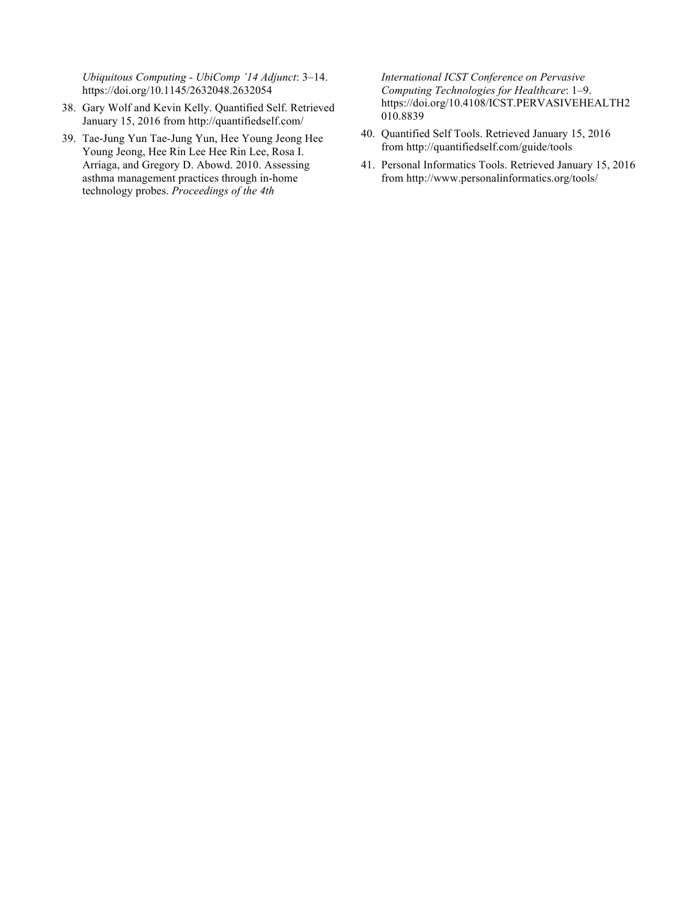*Ubiquitous Computing - UbiComp '14 Adjunct*: 3–14. https://doi.org/10.1145/2632048.2632054

38. Gary Wolf and Kevin Kelly. Quantified Self. Retrieved January 15, 2016 from http://quantifiedself.com/
39. Tae-Jung Yun Tae-Jung Yun, Hee Young Jeong Hee Young Jeong, Hee Rin Lee Hee Rin Lee, Rosa I. Arriaga, and Gregory D. Abowd. 2010. Assessing asthma management practices through in-home technology probes. *Proceedings of the 4th International ICST Conference on Pervasive Computing Technologies for Healthcare*: 1–9. https://doi.org/10.4108/ICST.PERVASIVEHEALTH2010.8839
40. Quantified Self Tools. Retrieved January 15, 2016 from http://quantifiedself.com/guide/tools
41. Personal Informatics Tools. Retrieved January 15, 2016 from http://www.personalinformatics.org/tools/